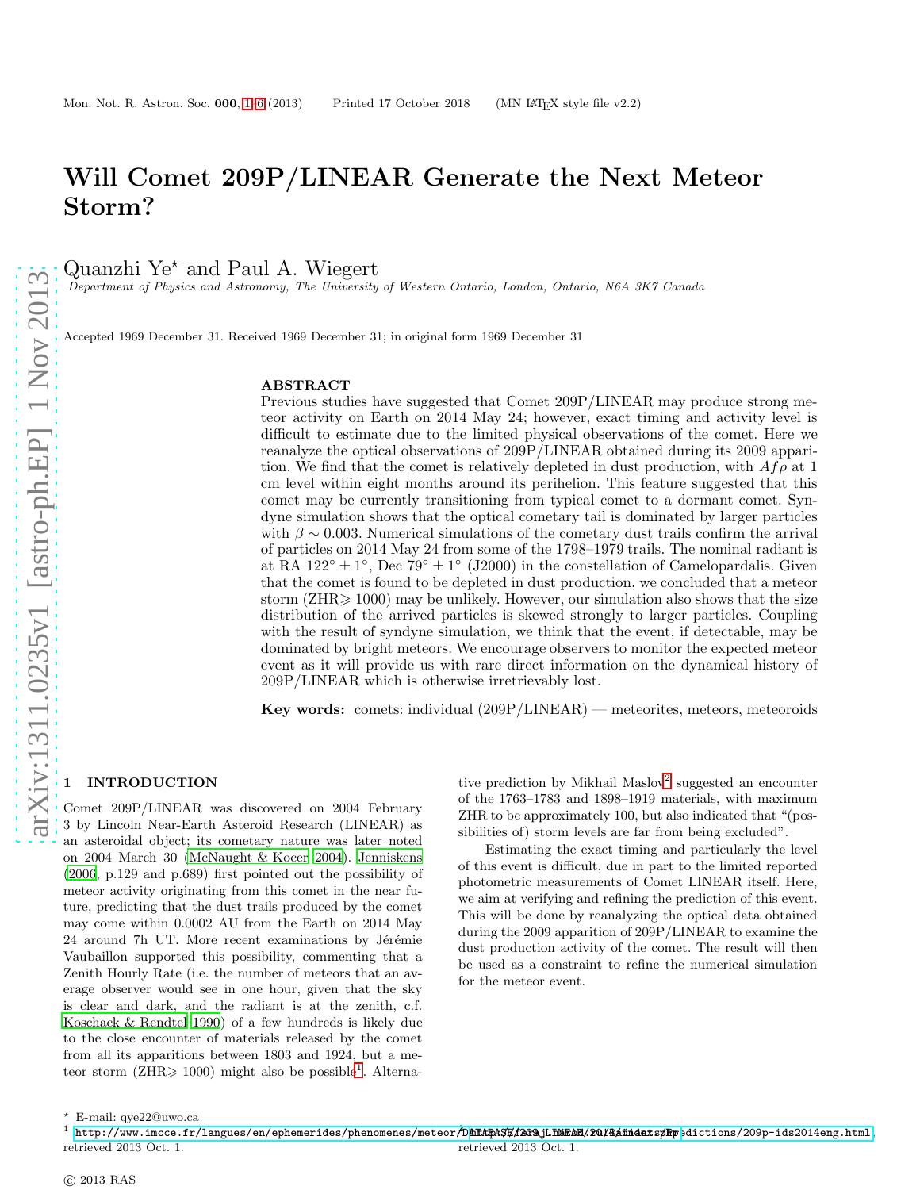# Will Comet 209P/LINEAR Generate the Next Meteor Storm?

Quanzhi Ye* and Paul A. Wiegert

*Department of Physics and Astronomy, The University of Western Ontario, London, Ontario, N6A 3K7 Canada*

Accepted 1969 December 31. Received 1969 December 31; in original form 1969 December 31

## ABSTRACT

Previous studies have suggested that Comet 209P/LINEAR may produce strong meteor activity on Earth on 2014 May 24; however, exact timing and activity level is difficult to estimate due to the limited physical observations of the comet. Here we reanalyze the optical observations of 209P/LINEAR obtained during its 2009 apparition. We find that the comet is relatively depleted in dust production, with $Af\rho$ at 1 cm level within eight months around its perihelion. This feature suggested that this comet may be currently transitioning from typical comet to a dormant comet. Syndyne simulation shows that the optical cometary tail is dominated by larger particles with $\beta \sim 0.003$. Numerical simulations of the cometary dust trails confirm the arrival of particles on 2014 May 24 from some of the 1798–1979 trails. The nominal radiant is at RA $122^\circ \pm 1^\circ$, Dec $79^\circ \pm 1^\circ$ (J2000) in the constellation of Camelopardalis. Given that the comet is found to be depleted in dust production, we concluded that a meteor storm (ZHR$\geqslant$ 1000) may be unlikely. However, our simulation also shows that the size distribution of the arrived particles is skewed strongly to larger particles. Coupling with the result of syndyne simulation, we think that the event, if detectable, may be dominated by bright meteors. We encourage observers to monitor the expected meteor event as it will provide us with rare direct information on the dynamical history of 209P/LINEAR which is otherwise irretrievably lost.

**Key words:** comets: individual (209P/LINEAR) — meteorites, meteors, meteoroids

## 1 INTRODUCTION

Comet 209P/LINEAR was discovered on 2004 February 3 by Lincoln Near-Earth Asteroid Research (LINEAR) as an asteroidal object; its cometary nature was later noted on 2004 March 30 (McNaught & Kocer 2004). Jenniskens (2006, p.129 and p.689) first pointed out the possibility of meteor activity originating from this comet in the near future, predicting that the dust trails produced by the comet may come within 0.0002 AU from the Earth on 2014 May 24 around 7h UT. More recent examinations by Jérémie Vaubaillon supported this possibility, commenting that a Zenith Hourly Rate (i.e. the number of meteors that an average observer would see in one hour, given that the sky is clear and dark, and the radiant is at the zenith, c.f. Koschack & Rendtel 1990) of a few hundreds is likely due to the close encounter of materials released by the comet from all its apparitions between 1803 and 1924, but a meteor storm (ZHR$\geqslant$ 1000) might also be possible[1]. Alternative prediction by Mikhail Maslov[2] suggested an encounter of the 1763–1783 and 1898–1919 materials, with maximum ZHR to be approximately 100, but also indicated that "(possibilities of) storm levels are far from being excluded".

Estimating the exact timing and particularly the level of this event is difficult, due in part to the limited reported photometric measurements of Comet LINEAR itself. Here, we aim at verifying and refining the prediction of this event. This will be done by reanalyzing the optical data obtained during the 2009 apparition of 209P/LINEAR to examine the dust production activity of the comet. The result will then be used as a constraint to refine the numerical simulation for the meteor event.

---

* E-mail: qye22@uwo.ca

[1] http://www.imcce.fr/langues/en/ephemerides/phenomenes/meteor/DATABASE/209P_LINEAR/2014/index.php, retrieved 2013 Oct. 1.

[2] http://feraj.narod.ru/Radiants/Predictions/209p-ids2014eng.html, retrieved 2013 Oct. 1.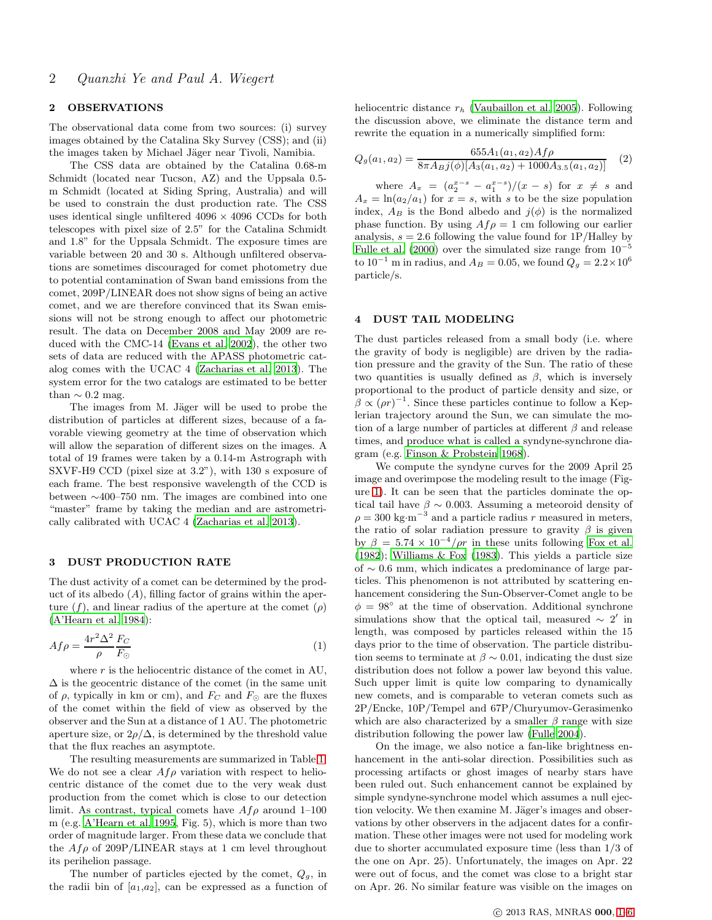## 2 OBSERVATIONS

The observational data come from two sources: (i) survey images obtained by the Catalina Sky Survey (CSS); and (ii) the images taken by Michael Jäger near Tivoli, Namibia.

The CSS data are obtained by the Catalina 0.68-m Schmidt (located near Tucson, AZ) and the Uppsala 0.5-m Schmidt (located at Siding Spring, Australia) and will be used to constrain the dust production rate. The CSS uses identical single unfiltered 4096 × 4096 CCDs for both telescopes with pixel size of 2.5" for the Catalina Schmidt and 1.8" for the Uppsala Schmidt. The exposure times are variable between 20 and 30 s. Although unfiltered observations are sometimes discouraged for comet photometry due to potential contamination of Swan band emissions from the comet, 209P/LINEAR does not show signs of being an active comet, and we are therefore convinced that its Swan emissions will not be strong enough to affect our photometric result. The data on December 2008 and May 2009 are reduced with the CMC-14 (Evans et al. 2002), the other two sets of data are reduced with the APASS photometric catalog comes with the UCAC 4 (Zacharias et al. 2013). The system error for the two catalogs are estimated to be better than ∼ 0.2 mag.

The images from M. Jäger will be used to probe the distribution of particles at different sizes, because of a favorable viewing geometry at the time of observation which will allow the separation of different sizes on the images. A total of 19 frames were taken by a 0.14-m Astrograph with SXVF-H9 CCD (pixel size at 3.2"), with 130 s exposure of each frame. The best responsive wavelength of the CCD is between ∼400–750 nm. The images are combined into one "master" frame by taking the median and are astrometrically calibrated with UCAC 4 (Zacharias et al. 2013).

## 3 DUST PRODUCTION RATE

The dust activity of a comet can be determined by the product of its albedo ($A$), filling factor of grains within the aperture ($f$), and linear radius of the aperture at the comet ($\rho$) (A'Hearn et al. 1984):

$$Af\rho = \frac{4r^2\Delta^2}{\rho}\frac{F_C}{F_\odot} \tag{1}$$

where $r$ is the heliocentric distance of the comet in AU, $\Delta$ is the geocentric distance of the comet (in the same unit of $\rho$, typically in km or cm), and $F_C$ and $F_\odot$ are the fluxes of the comet within the field of view as observed by the observer and the Sun at a distance of 1 AU. The photometric aperture size, or $2\rho/\Delta$, is determined by the threshold value that the flux reaches an asymptote.

The resulting measurements are summarized in Table 1. We do not see a clear $Af\rho$ variation with respect to heliocentric distance of the comet due to the very weak dust production from the comet which is close to our detection limit. As contrast, typical comets have $Af\rho$ around 1–100 m (e.g. A'Hearn et al. 1995, Fig. 5), which is more than two order of magnitude larger. From these data we conclude that the $Af\rho$ of 209P/LINEAR stays at 1 cm level throughout its perihelion passage.

The number of particles ejected by the comet, $Q_g$, in the radii bin of $[a_1,a_2]$, can be expressed as a function of heliocentric distance $r_h$ (Vaubaillon et al. 2005). Following the discussion above, we eliminate the distance term and rewrite the equation in a numerically simplified form:

$$Q_g(a_1,a_2) = \frac{655A_1(a_1,a_2)Af\rho}{8\pi A_B j(\phi)[A_3(a_1,a_2)+1000A_{3.5}(a_1,a_2)]} \tag{2}$$

where $A_x = (a_2^{x-s} - a_1^{x-s})/(x-s)$ for $x \neq s$ and $A_x = \ln(a_2/a_1)$ for $x = s$, with $s$ to be the size population index, $A_B$ is the Bond albedo and $j(\phi)$ is the normalized phase function. By using $Af\rho = 1$ cm following our earlier analysis, $s = 2.6$ following the value found for 1P/Halley by Fulle et al. (2000) over the simulated size range from $10^{-5}$ to $10^{-1}$ m in radius, and $A_B = 0.05$, we found $Q_g = 2.2\times10^6$ particle/s.

## 4 DUST TAIL MODELING

The dust particles released from a small body (i.e. where the gravity of body is negligible) are driven by the radiation pressure and the gravity of the Sun. The ratio of these two quantities is usually defined as $\beta$, which is inversely proportional to the product of particle density and size, or $\beta \propto (\rho r)^{-1}$. Since these particles continue to follow a Keplerian trajectory around the Sun, we can simulate the motion of a large number of particles at different $\beta$ and release times, and produce what is called a syndyne-synchrone diagram (e.g. Finson & Probstein 1968).

We compute the syndyne curves for the 2009 April 25 image and overimpose the modeling result to the image (Figure 1). It can be seen that the particles dominate the optical tail have $\beta \sim 0.003$. Assuming a meteoroid density of $\rho = 300$ kg·m$^{-3}$ and a particle radius $r$ measured in meters, the ratio of solar radiation pressure to gravity $\beta$ is given by $\beta = 5.74\times10^{-4}/\rho r$ in these units following Fox et al. (1982); Williams & Fox (1983). This yields a particle size of ∼ 0.6 mm, which indicates a predominance of large particles. This phenomenon is not attributed by scattering enhancement considering the Sun-Observer-Comet angle to be $\phi = 98^\circ$ at the time of observation. Additional synchrone simulations show that the optical tail, measured ∼ 2′ in length, was composed by particles released within the 15 days prior to the time of observation. The particle distribution seems to terminate at $\beta \sim 0.01$, indicating the dust size distribution does not follow a power law beyond this value. Such upper limit is quite low comparing to dynamically new comets, and is comparable to veteran comets such as 2P/Encke, 10P/Tempel and 67P/Churyumov-Gerasimenko which are also characterized by a smaller $\beta$ range with size distribution following the power law (Fulle 2004).

On the image, we also notice a fan-like brightness enhancement in the anti-solar direction. Possibilities such as processing artifacts or ghost images of nearby stars have been ruled out. Such enhancement cannot be explained by simple syndyne-synchrone model which assumes a null ejection velocity. We then examine M. Jäger's images and observations by other observers in the adjacent dates for a confirmation. These other images were not used for modeling work due to shorter accumulated exposure time (less than 1/3 of the one on Apr. 25). Unfortunately, the images on Apr. 22 were out of focus, and the comet was close to a bright star on Apr. 26. No similar feature was visible on the images on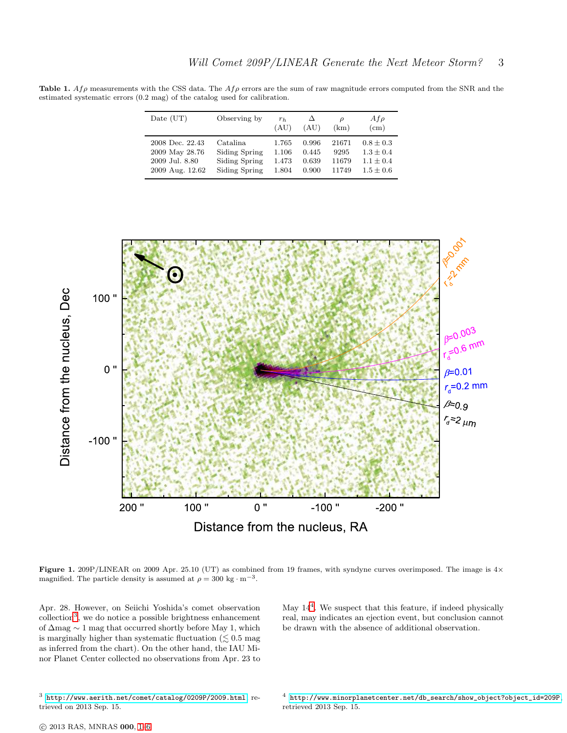**Table 1.** $Af\rho$ measurements with the CSS data. The $Af\rho$ errors are the sum of raw magnitude errors computed from the SNR and the estimated systematic errors (0.2 mag) of the catalog used for calibration.

| Date (UT) | Observing by | $r_h$ (AU) | $\Delta$ (AU) | $\rho$ (km) | $Af\rho$ (cm) |
|---|---|---|---|---|---|
| 2008 Dec. 22.43 | Catalina | 1.765 | 0.996 | 21671 | $0.8 \pm 0.3$ |
| 2009 May 28.76 | Siding Spring | 1.106 | 0.445 | 9295 | $1.3 \pm 0.4$ |
| 2009 Jul. 8.80 | Siding Spring | 1.473 | 0.639 | 11679 | $1.1 \pm 0.4$ |
| 2009 Aug. 12.62 | Siding Spring | 1.804 | 0.900 | 11749 | $1.5 \pm 0.6$ |

**Figure 1.** 209P/LINEAR on 2009 Apr. 25.10 (UT) as combined from 19 frames, with syndyne curves overimposed. The image is 4× magnified. The particle density is assumed at $\rho = 300\ \mathrm{kg \cdot m^{-3}}$.

Apr. 28. However, on Seiichi Yoshida's comet observation collection[3], we do notice a possible brightness enhancement of $\Delta$mag $\sim 1$ mag that occurred shortly before May 1, which is marginally higher than systematic fluctuation ($\lesssim 0.5$ mag as inferred from the chart). On the other hand, the IAU Minor Planet Center collected no observations from Apr. 23 to May 14[4]. We suspect that this feature, if indeed physically real, may indicates an ejection event, but conclusion cannot be drawn with the absence of additional observation.

[3] http://www.aerith.net/comet/catalog/0209P/2009.html, retrieved on 2013 Sep. 15.

[4] http://www.minorplanetcenter.net/db_search/show_object?object_id=209P, retrieved 2013 Sep. 15.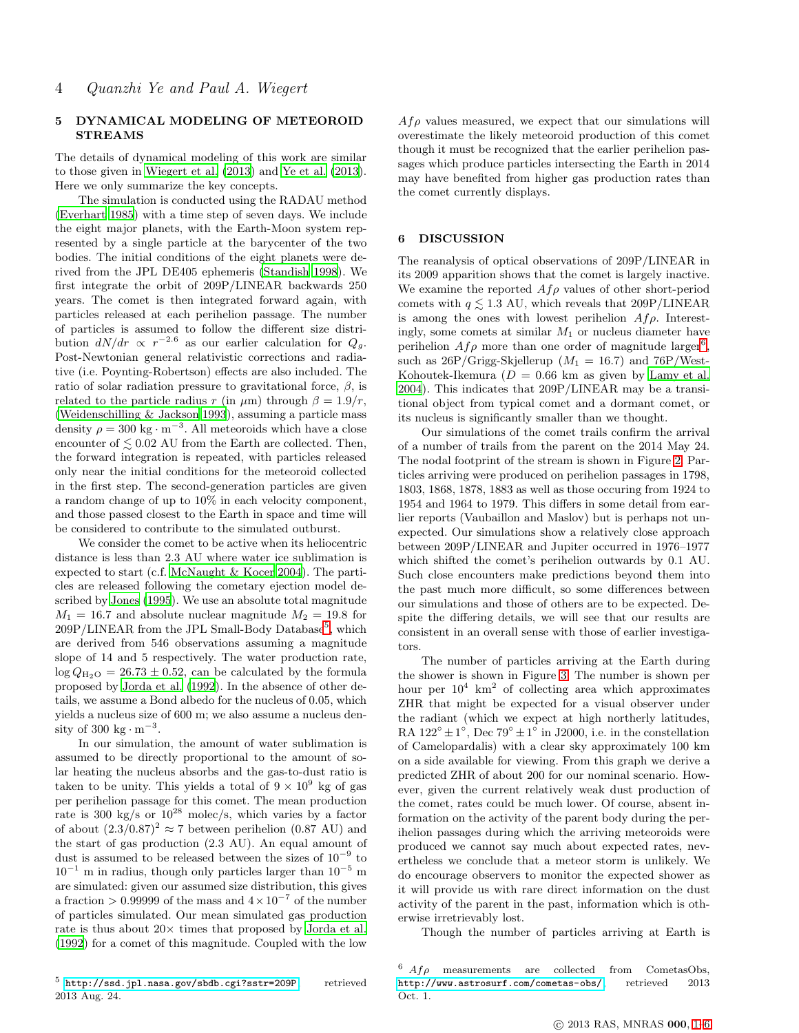## 5 DYNAMICAL MODELING OF METEOROID STREAMS

The details of dynamical modeling of this work are similar to those given in Wiegert et al. (2013) and Ye et al. (2013). Here we only summarize the key concepts.

The simulation is conducted using the RADAU method (Everhart 1985) with a time step of seven days. We include the eight major planets, with the Earth-Moon system represented by a single particle at the barycenter of the two bodies. The initial conditions of the eight planets were derived from the JPL DE405 ephemeris (Standish 1998). We first integrate the orbit of 209P/LINEAR backwards 250 years. The comet is then integrated forward again, with particles released at each perihelion passage. The number of particles is assumed to follow the different size distribution $dN/dr \propto r^{-2.6}$ as our earlier calculation for $Q_g$. Post-Newtonian general relativistic corrections and radiative (i.e. Poynting-Robertson) effects are also included. The ratio of solar radiation pressure to gravitational force, $\beta$, is related to the particle radius $r$ (in $\mu$m) through $\beta = 1.9/r$, (Weidenschilling & Jackson 1993), assuming a particle mass density $\rho = 300\ \mathrm{kg \cdot m^{-3}}$. All meteoroids which have a close encounter of $\lesssim 0.02$ AU from the Earth are collected. Then, the forward integration is repeated, with particles released only near the initial conditions for the meteoroid collected in the first step. The second-generation particles are given a random change of up to 10% in each velocity component, and those passed closest to the Earth in space and time will be considered to contribute to the simulated outburst.

We consider the comet to be active when its heliocentric distance is less than 2.3 AU where water ice sublimation is expected to start (c.f. McNaught & Kocer 2004). The particles are released following the cometary ejection model described by Jones (1995). We use an absolute total magnitude $M_1 = 16.7$ and absolute nuclear magnitude $M_2 = 19.8$ for 209P/LINEAR from the JPL Small-Body Database[5], which are derived from 546 observations assuming a magnitude slope of 14 and 5 respectively. The water production rate, $\log Q_{\mathrm{H_2O}} = 26.73 \pm 0.52$, can be calculated by the formula proposed by Jorda et al. (1992). In the absence of other details, we assume a Bond albedo for the nucleus of 0.05, which yields a nucleus size of 600 m; we also assume a nucleus density of $300\ \mathrm{kg \cdot m^{-3}}$.

In our simulation, the amount of water sublimation is assumed to be directly proportional to the amount of solar heating the nucleus absorbs and the gas-to-dust ratio is taken to be unity. This yields a total of $9 \times 10^9$ kg of gas per perihelion passage for this comet. The mean production rate is 300 kg/s or $10^{28}$ molec/s, which varies by a factor of about $(2.3/0.87)^2 \approx 7$ between perihelion (0.87 AU) and the start of gas production (2.3 AU). An equal amount of dust is assumed to be released between the sizes of $10^{-9}$ to $10^{-1}$ m in radius, though only particles larger than $10^{-5}$ m are simulated: given our assumed size distribution, this gives a fraction $> 0.99999$ of the mass and $4 \times 10^{-7}$ of the number of particles simulated. Our mean simulated gas production rate is thus about $20\times$ times that proposed by Jorda et al. (1992) for a comet of this magnitude. Coupled with the low $Af\rho$ values measured, we expect that our simulations will overestimate the likely meteoroid production of this comet though it must be recognized that the earlier perihelion passages which produce particles intersecting the Earth in 2014 may have benefited from higher gas production rates than the comet currently displays.

## 6 DISCUSSION

The reanalysis of optical observations of 209P/LINEAR in its 2009 apparition shows that the comet is largely inactive. We examine the reported $Af\rho$ values of other short-period comets with $q \lesssim 1.3$ AU, which reveals that 209P/LINEAR is among the ones with lowest perihelion $Af\rho$. Interestingly, some comets at similar $M_1$ or nucleus diameter have perihelion $Af\rho$ more than one order of magnitude larger[6], such as 26P/Grigg-Skjellerup ($M_1 = 16.7$) and 76P/West-Kohoutek-Ikemura ($D = 0.66$ km as given by Lamy et al. 2004). This indicates that 209P/LINEAR may be a transitional object from typical comet and a dormant comet, or its nucleus is significantly smaller than we thought.

Our simulations of the comet trails confirm the arrival of a number of trails from the parent on the 2014 May 24. The nodal footprint of the stream is shown in Figure 2. Particles arriving were produced on perihelion passages in 1798, 1803, 1868, 1878, 1883 as well as those occuring from 1924 to 1954 and 1964 to 1979. This differs in some detail from earlier reports (Vaubaillon and Maslov) but is perhaps not unexpected. Our simulations show a relatively close approach between 209P/LINEAR and Jupiter occurred in 1976–1977 which shifted the comet's perihelion outwards by 0.1 AU. Such close encounters make predictions beyond them into the past much more difficult, so some differences between our simulations and those of others are to be expected. Despite the differing details, we will see that our results are consistent in an overall sense with those of earlier investigators.

The number of particles arriving at the Earth during the shower is shown in Figure 3. The number is shown per hour per $10^4$ km$^2$ of collecting area which approximates ZHR that might be expected for a visual observer under the radiant (which we expect at high northerly latitudes, RA $122^\circ \pm 1^\circ$, Dec $79^\circ \pm 1^\circ$ in J2000, i.e. in the constellation of Camelopardalis) with a clear sky approximately 100 km on a side available for viewing. From this graph we derive a predicted ZHR of about 200 for our nominal scenario. However, given the current relatively weak dust production of the comet, rates could be much lower. Of course, absent information on the activity of the parent body during the perihelion passages during which the arriving meteoroids were produced we cannot say much about expected rates, nevertheless we conclude that a meteor storm is unlikely. We do encourage observers to monitor the expected shower as it will provide us with rare direct information on the dust activity of the parent in the past, information which is otherwise irretrievably lost.

Though the number of particles arriving at Earth is

[5] http://ssd.jpl.nasa.gov/sbdb.cgi?sstr=209P retrieved 2013 Aug. 24.

[6] $Af\rho$ measurements are collected from CometasObs, http://www.astrosurf.com/cometas-obs/, retrieved 2013 Oct. 1.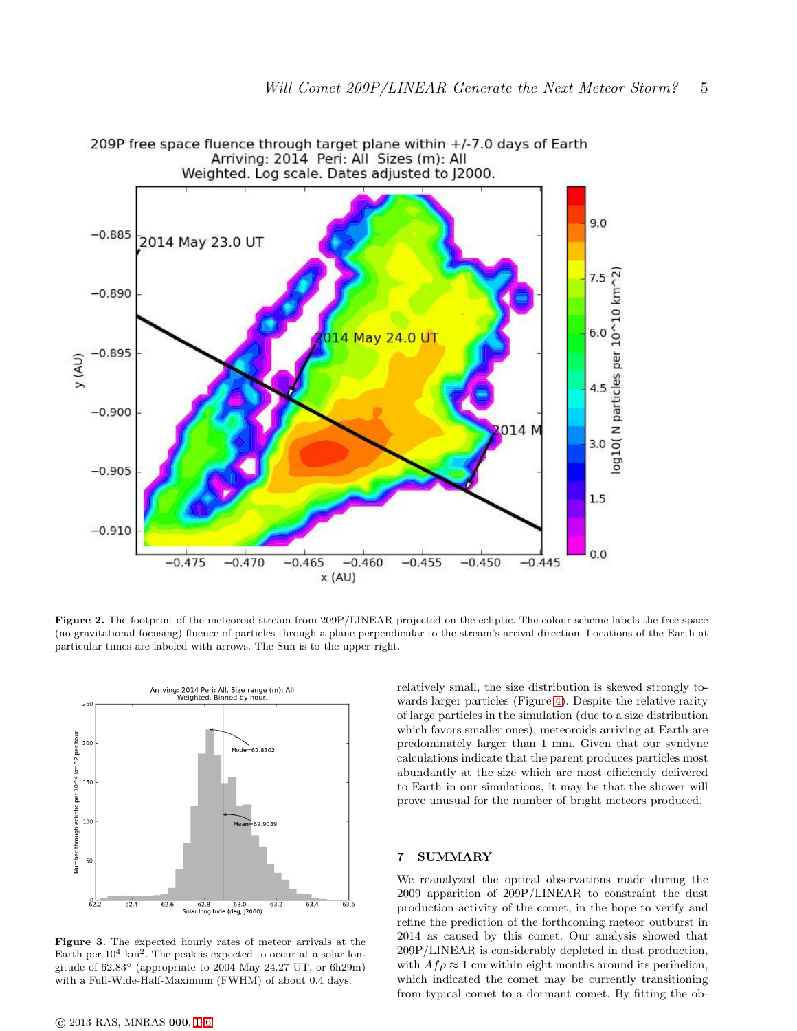**Figure 2.** The footprint of the meteoroid stream from 209P/LINEAR projected on the ecliptic. The colour scheme labels the free space (no gravitational focusing) fluence of particles through a plane perpendicular to the stream's arrival direction. Locations of the Earth at particular times are labeled with arrows. The Sun is to the upper right.

**Figure 3.** The expected hourly rates of meteor arrivals at the Earth per $10^4$ km$^2$. The peak is expected to occur at a solar longitude of 62.83° (appropriate to 2004 May 24.27 UT, or 6h29m) with a Full-Wide-Half-Maximum (FWHM) of about 0.4 days.

relatively small, the size distribution is skewed strongly towards larger particles (Figure 4). Despite the relative rarity of large particles in the simulation (due to a size distribution which favors smaller ones), meteoroids arriving at Earth are predominately larger than 1 mm. Given that our syndyne calculations indicate that the parent produces particles most abundantly at the size which are most efficiently delivered to Earth in our simulations, it may be that the shower will prove unusual for the number of bright meteors produced.

## 7 SUMMARY

We reanalyzed the optical observations made during the 2009 apparition of 209P/LINEAR to constraint the dust production activity of the comet, in the hope to verify and refine the prediction of the forthcoming meteor outburst in 2014 as caused by this comet. Our analysis showed that 209P/LINEAR is considerably depleted in dust production, with $Af\rho \approx 1$ cm within eight months around its perihelion, which indicated the comet may be currently transitioning from typical comet to a dormant comet. By fitting the ob-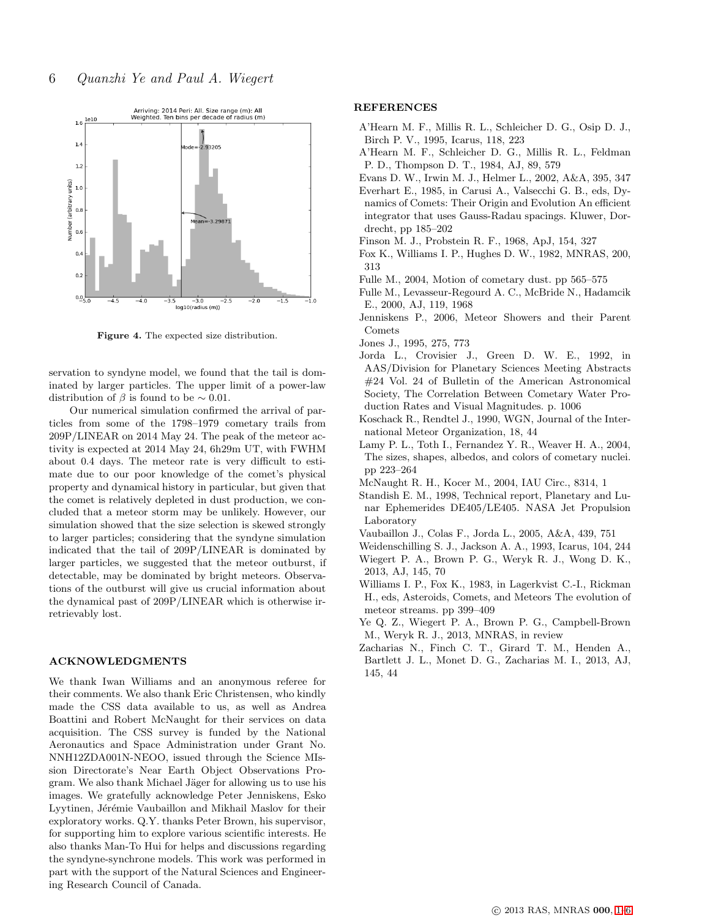Arriving: 2014 Peri: All. Size range (m): All
Weighted. Ten bins per decade of radius (m)

1e10

Number (arbitrary units)

Mode=-2.93205

Mean=-3.29871

log10(radius (m))

1.6
1.4
1.2
1.0
0.8
0.6
0.4
0.2
0.0

−5.0 −4.5 −4.0 −3.5 −3.0 −2.5 −2.0 −1.5 −1.0

**Figure 4.** The expected size distribution.

servation to syndyne model, we found that the tail is dominated by larger particles. The upper limit of a power-law distribution of $\beta$ is found to be $\sim 0.01$.

Our numerical simulation confirmed the arrival of particles from some of the 1798–1979 cometary trails from 209P/LINEAR on 2014 May 24. The peak of the meteor activity is expected at 2014 May 24, 6h29m UT, with FWHM about 0.4 days. The meteor rate is very difficult to estimate due to our poor knowledge of the comet's physical property and dynamical history in particular, but given that the comet is relatively depleted in dust production, we concluded that a meteor storm may be unlikely. However, our simulation showed that the size selection is skewed strongly to larger particles; considering that the syndyne simulation indicated that the tail of 209P/LINEAR is dominated by larger particles, we suggested that the meteor outburst, if detectable, may be dominated by bright meteors. Observations of the outburst will give us crucial information about the dynamical past of 209P/LINEAR which is otherwise irretrievably lost.

## ACKNOWLEDGMENTS

We thank Iwan Williams and an anonymous referee for their comments. We also thank Eric Christensen, who kindly made the CSS data available to us, as well as Andrea Boattini and Robert McNaught for their services on data acquisition. The CSS survey is funded by the National Aeronautics and Space Administration under Grant No. NNH12ZDA001N-NEOO, issued through the Science MIssion Directorate's Near Earth Object Observations Program. We also thank Michael Jäger for allowing us to use his images. We gratefully acknowledge Peter Jenniskens, Esko Lyytinen, Jérémie Vaubaillon and Mikhail Maslov for their exploratory works. Q.Y. thanks Peter Brown, his supervisor, for supporting him to explore various scientific interests. He also thanks Man-To Hui for helps and discussions regarding the syndyne-synchrone models. This work was performed in part with the support of the Natural Sciences and Engineering Research Council of Canada.

## REFERENCES

A'Hearn M. F., Millis R. L., Schleicher D. G., Osip D. J., Birch P. V., 1995, Icarus, 118, 223

A'Hearn M. F., Schleicher D. G., Millis R. L., Feldman P. D., Thompson D. T., 1984, AJ, 89, 579

Evans D. W., Irwin M. J., Helmer L., 2002, A&A, 395, 347

Everhart E., 1985, in Carusi A., Valsecchi G. B., eds, Dynamics of Comets: Their Origin and Evolution An efficient integrator that uses Gauss-Radau spacings. Kluwer, Dordrecht, pp 185–202

Finson M. J., Probstein R. F., 1968, ApJ, 154, 327

Fox K., Williams I. P., Hughes D. W., 1982, MNRAS, 200, 313

Fulle M., 2004, Motion of cometary dust. pp 565–575

Fulle M., Levasseur-Regourd A. C., McBride N., Hadamcik E., 2000, AJ, 119, 1968

Jenniskens P., 2006, Meteor Showers and their Parent Comets

Jones J., 1995, 275, 773

Jorda L., Crovisier J., Green D. W. E., 1992, in AAS/Division for Planetary Sciences Meeting Abstracts #24 Vol. 24 of Bulletin of the American Astronomical Society, The Correlation Between Cometary Water Production Rates and Visual Magnitudes. p. 1006

Koschack R., Rendtel J., 1990, WGN, Journal of the International Meteor Organization, 18, 44

Lamy P. L., Toth I., Fernandez Y. R., Weaver H. A., 2004, The sizes, shapes, albedos, and colors of cometary nuclei. pp 223–264

McNaught R. H., Kocer M., 2004, IAU Circ., 8314, 1

Standish E. M., 1998, Technical report, Planetary and Lunar Ephemerides DE405/LE405. NASA Jet Propulsion Laboratory

Vaubaillon J., Colas F., Jorda L., 2005, A&A, 439, 751

Weidenschilling S. J., Jackson A. A., 1993, Icarus, 104, 244

Wiegert P. A., Brown P. G., Weryk R. J., Wong D. K., 2013, AJ, 145, 70

Williams I. P., Fox K., 1983, in Lagerkvist C.-I., Rickman H., eds, Asteroids, Comets, and Meteors The evolution of meteor streams. pp 399–409

Ye Q. Z., Wiegert P. A., Brown P. G., Campbell-Brown M., Weryk R. J., 2013, MNRAS, in review

Zacharias N., Finch C. T., Girard T. M., Henden A., Bartlett J. L., Monet D. G., Zacharias M. I., 2013, AJ, 145, 44